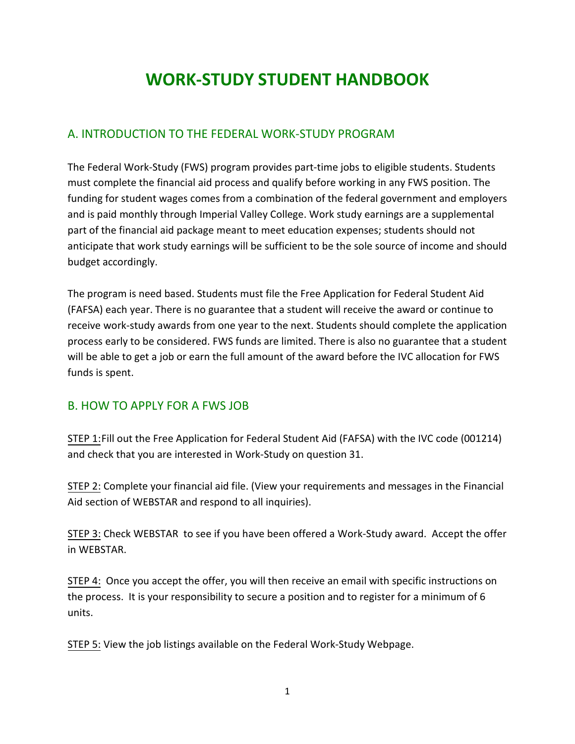# WORK-STUDY STUDENT HANDBOOK

## A. INTRODUCTION TO THE FEDERAL WORK-STUDY PROGRAM

The Federal Work-Study (FWS) program provides part-time jobs to eligible students. Students must complete the financial aid process and qualify before working in any FWS position. The funding for student wages comes from a combination of the federal government and employers and is paid monthly through Imperial Valley College. Work study earnings are a supplemental part of the financial aid package meant to meet education expenses; students should not anticipate that work study earnings will be sufficient to be the sole source of income and should budget accordingly.

The program is need based. Students must file the Free Application for Federal Student Aid (FAFSA) each year. There is no guarantee that a student will receive the award or continue to receive work-study awards from one year to the next. Students should complete the application process early to be considered. FWS funds are limited. There is also no guarantee that a student will be able to get a job or earn the full amount of the award before the IVC allocation for FWS funds is spent.

## B. HOW TO APPLY FOR A FWS JOB

STEP 1: Fill out the Free Application for Federal Student Aid (FAFSA) with the IVC code (001214) and check that you are interested in Work-Study on question 31.

STEP 2: Complete your financial aid file. (View your requirements and messages in the Financial Aid section of WEBSTAR and respond to all inquiries).

STEP 3: Check WEBSTAR to see if you have been offered a Work-Study award. Accept the offer in WEBSTAR.

STEP 4: Once you accept the offer, you will then receive an email with specific instructions on the process. It is your responsibility to secure a position and to register for a minimum of 6 units.

STEP 5: View the job listings available on the Federal Work-Study Webpage.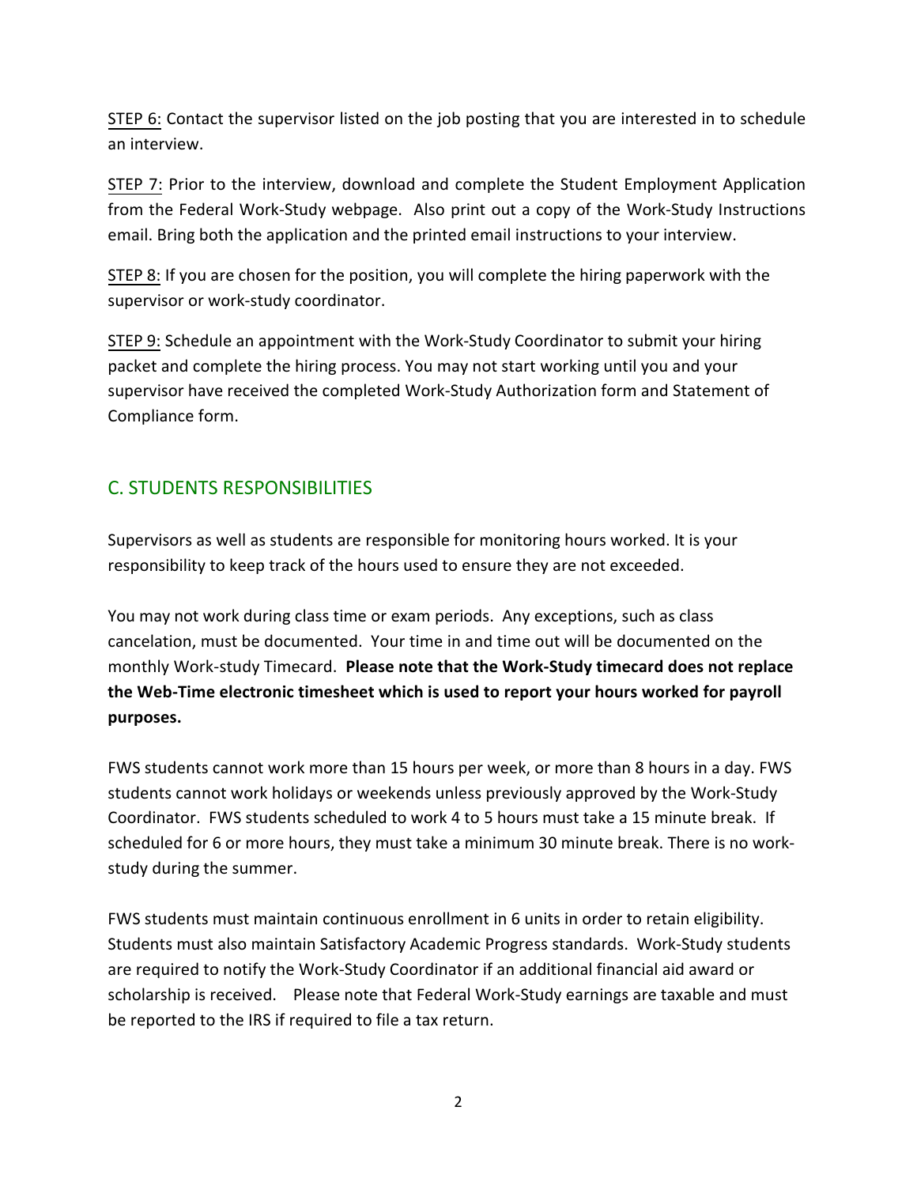STEP 6: Contact the supervisor listed on the job posting that you are interested in to schedule an interview.

STEP 7: Prior to the interview, download and complete the Student Employment Application from the Federal Work-Study webpage. Also print out a copy of the Work-Study Instructions email. Bring both the application and the printed email instructions to your interview.

STEP 8: If you are chosen for the position, you will complete the hiring paperwork with the supervisor or work-study coordinator.

STEP 9: Schedule an appointment with the Work-Study Coordinator to submit your hiring packet and complete the hiring process. You may not start working until you and your supervisor have received the completed Work-Study Authorization form and Statement of Compliance form.

## C. STUDENTS RESPONSIBILITIES

Supervisors as well as students are responsible for monitoring hours worked. It is your responsibility to keep track of the hours used to ensure they are not exceeded.

You may not work during class time or exam periods. Any exceptions, such as class cancelation, must be documented. Your time in and time out will be documented on the monthly Work-study Timecard. **Please note that the Work-Study timecard does not replace the Web-Time electronic timesheet which is used to report your hours worked for payroll purposes.**

FWS students cannot work more than 15 hours per week, or more than 8 hours in a day. FWS students cannot work holidays or weekends unless previously approved by the Work-Study Coordinator. FWS students scheduled to work 4 to 5 hours must take a 15 minute break. If scheduled for 6 or more hours, they must take a minimum 30 minute break. There is no work-study during the summer.

FWS students must maintain continuous enrollment in 6 units in order to retain eligibility. Students must also maintain Satisfactory Academic Progress standards. Work-Study students are required to notify the Work-Study Coordinator if an additional financial aid award or scholarship is received. Please note that Federal Work-Study earnings are taxable and must be reported to the IRS if required to file a tax return.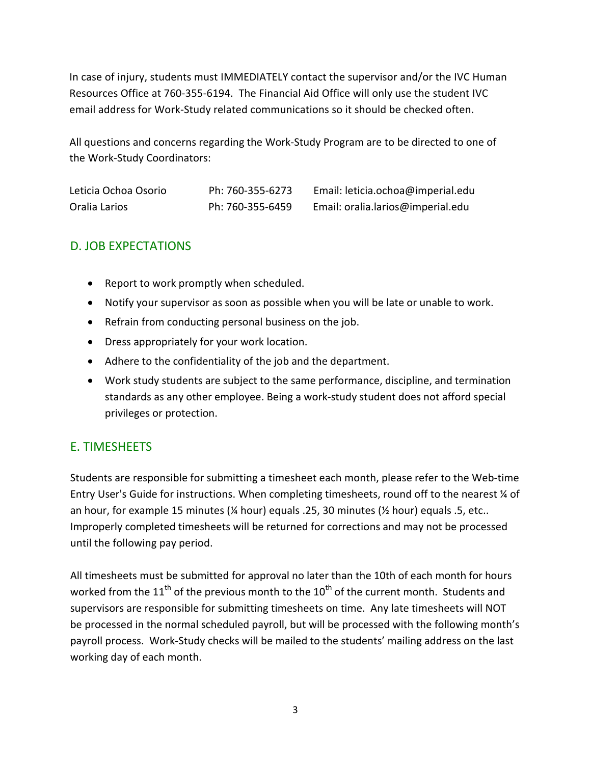In case of injury, students must IMMEDIATELY contact the supervisor and/or the IVC Human Resources Office at 760-355-6194. The Financial Aid Office will only use the student IVC email address for Work-Study related communications so it should be checked often.

All questions and concerns regarding the Work-Study Program are to be directed to one of the Work-Study Coordinators:

| | | |
|---|---|---|
| Leticia Ochoa Osorio | Ph: 760-355-6273 | Email: leticia.ochoa@imperial.edu |
| Oralia Larios | Ph: 760-355-6459 | Email: oralia.larios@imperial.edu |

## D. JOB EXPECTATIONS

- Report to work promptly when scheduled.
- Notify your supervisor as soon as possible when you will be late or unable to work.
- Refrain from conducting personal business on the job.
- Dress appropriately for your work location.
- Adhere to the confidentiality of the job and the department.
- Work study students are subject to the same performance, discipline, and termination standards as any other employee. Being a work-study student does not afford special privileges or protection.

## E. TIMESHEETS

Students are responsible for submitting a timesheet each month, please refer to the Web-time Entry User's Guide for instructions. When completing timesheets, round off to the nearest ¼ of an hour, for example 15 minutes (¼ hour) equals .25, 30 minutes (½ hour) equals .5, etc.. Improperly completed timesheets will be returned for corrections and may not be processed until the following pay period.

All timesheets must be submitted for approval no later than the 10th of each month for hours worked from the 11th of the previous month to the 10th of the current month. Students and supervisors are responsible for submitting timesheets on time. Any late timesheets will NOT be processed in the normal scheduled payroll, but will be processed with the following month's payroll process. Work-Study checks will be mailed to the students' mailing address on the last working day of each month.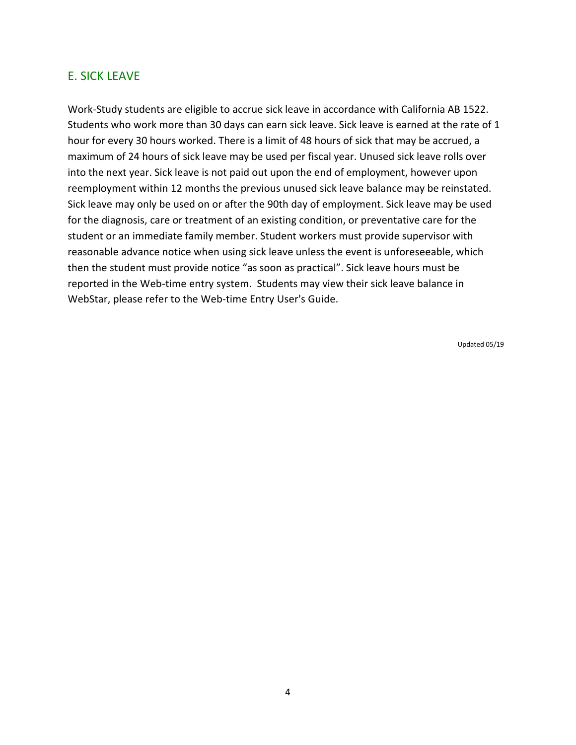## E. SICK LEAVE

Work-Study students are eligible to accrue sick leave in accordance with California AB 1522. Students who work more than 30 days can earn sick leave. Sick leave is earned at the rate of 1 hour for every 30 hours worked. There is a limit of 48 hours of sick that may be accrued, a maximum of 24 hours of sick leave may be used per fiscal year. Unused sick leave rolls over into the next year. Sick leave is not paid out upon the end of employment, however upon reemployment within 12 months the previous unused sick leave balance may be reinstated. Sick leave may only be used on or after the 90th day of employment. Sick leave may be used for the diagnosis, care or treatment of an existing condition, or preventative care for the student or an immediate family member. Student workers must provide supervisor with reasonable advance notice when using sick leave unless the event is unforeseeable, which then the student must provide notice "as soon as practical". Sick leave hours must be reported in the Web-time entry system. Students may view their sick leave balance in WebStar, please refer to the Web-time Entry User's Guide.

Updated 05/19